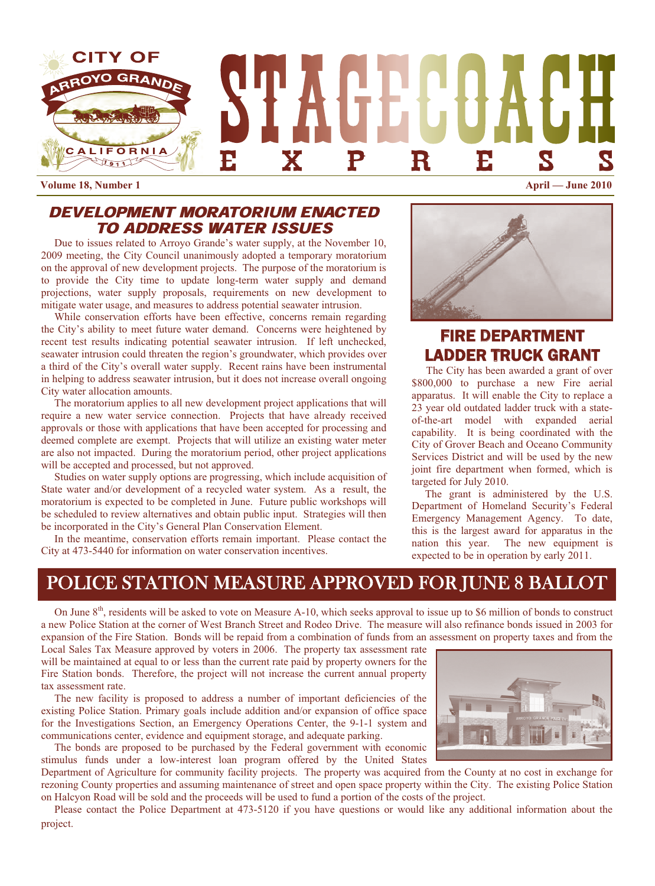# CITY OF ARROYO GRANDE CALIFORNIA 1911

# STAGECOACH EXPRESS

**Volume 18, Number 1** **April — June 2010**

## DEVELOPMENT MORATORIUM ENACTED TO ADDRESS WATER ISSUES

Due to issues related to Arroyo Grande's water supply, at the November 10, 2009 meeting, the City Council unanimously adopted a temporary moratorium on the approval of new development projects. The purpose of the moratorium is to provide the City time to update long-term water supply and demand projections, water supply proposals, requirements on new development to mitigate water usage, and measures to address potential seawater intrusion.

While conservation efforts have been effective, concerns remain regarding the City's ability to meet future water demand. Concerns were heightened by recent test results indicating potential seawater intrusion. If left unchecked, seawater intrusion could threaten the region's groundwater, which provides over a third of the City's overall water supply. Recent rains have been instrumental in helping to address seawater intrusion, but it does not increase overall ongoing City water allocation amounts.

The moratorium applies to all new development project applications that will require a new water service connection. Projects that have already received approvals or those with applications that have been accepted for processing and deemed complete are exempt. Projects that will utilize an existing water meter are also not impacted. During the moratorium period, other project applications will be accepted and processed, but not approved.

Studies on water supply options are progressing, which include acquisition of State water and/or development of a recycled water system. As a result, the moratorium is expected to be completed in June. Future public workshops will be scheduled to review alternatives and obtain public input. Strategies will then be incorporated in the City's General Plan Conservation Element.

In the meantime, conservation efforts remain important. Please contact the City at 473-5440 for information on water conservation incentives.

## FIRE DEPARTMENT LADDER TRUCK GRANT

The City has been awarded a grant of over $800,000 to purchase a new Fire aerial apparatus. It will enable the City to replace a 23 year old outdated ladder truck with a state-of-the-art model with expanded aerial capability. It is being coordinated with the City of Grover Beach and Oceano Community Services District and will be used by the new joint fire department when formed, which is targeted for July 2010.

The grant is administered by the U.S. Department of Homeland Security's Federal Emergency Management Agency. To date, this is the largest award for apparatus in the nation this year. The new equipment is expected to be in operation by early 2011.

## POLICE STATION MEASURE APPROVED FOR JUNE 8 BALLOT

On June 8th, residents will be asked to vote on Measure A-10, which seeks approval to issue up to $6 million of bonds to construct a new Police Station at the corner of West Branch Street and Rodeo Drive. The measure will also refinance bonds issued in 2003 for expansion of the Fire Station. Bonds will be repaid from a combination of funds from an assessment on property taxes and from the Local Sales Tax Measure approved by voters in 2006. The property tax assessment rate will be maintained at equal to or less than the current rate paid by property owners for the Fire Station bonds. Therefore, the project will not increase the current annual property tax assessment rate.

The new facility is proposed to address a number of important deficiencies of the existing Police Station. Primary goals include addition and/or expansion of office space for the Investigations Section, an Emergency Operations Center, the 9-1-1 system and communications center, evidence and equipment storage, and adequate parking.

The bonds are proposed to be purchased by the Federal government with economic stimulus funds under a low-interest loan program offered by the United States Department of Agriculture for community facility projects. The property was acquired from the County at no cost in exchange for rezoning County properties and assuming maintenance of street and open space property within the City. The existing Police Station on Halcyon Road will be sold and the proceeds will be used to fund a portion of the costs of the project.

Please contact the Police Department at 473-5120 if you have questions or would like any additional information about the project.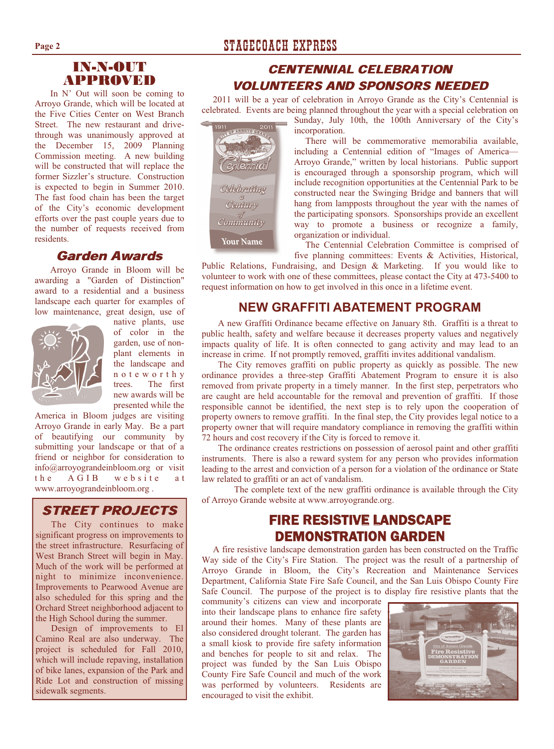## IN-N-OUT APPROVED

In N' Out will soon be coming to Arroyo Grande, which will be located at the Five Cities Center on West Branch Street. The new restaurant and drive-through was unanimously approved at the December 15, 2009 Planning Commission meeting. A new building will be constructed that will replace the former Sizzler's structure. Construction is expected to begin in Summer 2010. The fast food chain has been the target of the City's economic development efforts over the past couple years due to the number of requests received from residents.

## Garden Awards

Arroyo Grande in Bloom will be awarding a "Garden of Distinction" award to a residential and a business landscape each quarter for examples of low maintenance, great design, use of native plants, use of color in the garden, use of non-plant elements in the landscape and noteworthy trees. The first new awards will be presented while the America in Bloom judges are visiting Arroyo Grande in early May. Be a part of beautifying our community by submitting your landscape or that of a friend or neighbor for consideration to info@arroyograndeinbloom.org or visit the AGIB website at www.arroyograndeinbloom.org .

## STREET PROJECTS

The City continues to make significant progress on improvements to the street infrastructure. Resurfacing of West Branch Street will begin in May. Much of the work will be performed at night to minimize inconvenience. Improvements to Pearwood Avenue are also scheduled for this spring and the Orchard Street neighborhood adjacent to the High School during the summer.

Design of improvements to El Camino Real are also underway. The project is scheduled for Fall 2010, which will include repaving, installation of bike lanes, expansion of the Park and Ride Lot and construction of missing sidewalk segments.

## CENTENNIAL CELEBRATION VOLUNTEERS AND SPONSORS NEEDED

2011 will be a year of celebration in Arroyo Grande as the City's Centennial is celebrated. Events are being planned throughout the year with a special celebration on Sunday, July 10th, the 100th Anniversary of the City's incorporation.

There will be commemorative memorabilia available, including a Centennial edition of "Images of America—Arroyo Grande," written by local historians. Public support is encouraged through a sponsorship program, which will include recognition opportunities at the Centennial Park to be constructed near the Swinging Bridge and banners that will hang from lampposts throughout the year with the names of the participating sponsors. Sponsorships provide an excellent way to promote a business or recognize a family, organization or individual.

The Centennial Celebration Committee is comprised of five planning committees: Events & Activities, Historical, Public Relations, Fundraising, and Design & Marketing. If you would like to volunteer to work with one of these committees, please contact the City at 473-5400 to request information on how to get involved in this once in a lifetime event.

## NEW GRAFFITI ABATEMENT PROGRAM

A new Graffiti Ordinance became effective on January 8th. Graffiti is a threat to public health, safety and welfare because it decreases property values and negatively impacts quality of life. It is often connected to gang activity and may lead to an increase in crime. If not promptly removed, graffiti invites additional vandalism.

The City removes graffiti on public property as quickly as possible. The new ordinance provides a three-step Graffiti Abatement Program to ensure it is also removed from private property in a timely manner. In the first step, perpetrators who are caught are held accountable for the removal and prevention of graffiti. If those responsible cannot be identified, the next step is to rely upon the cooperation of property owners to remove graffiti. In the final step, the City provides legal notice to a property owner that will require mandatory compliance in removing the graffiti within 72 hours and cost recovery if the City is forced to remove it.

The ordinance creates restrictions on possession of aerosol paint and other graffiti instruments. There is also a reward system for any person who provides information leading to the arrest and conviction of a person for a violation of the ordinance or State law related to graffiti or an act of vandalism.

The complete text of the new graffiti ordinance is available through the City of Arroyo Grande website at www.arroyogrande.org.

## FIRE RESISTIVE LANDSCAPE DEMONSTRATION GARDEN

A fire resistive landscape demonstration garden has been constructed on the Traffic Way side of the City's Fire Station. The project was the result of a partnership of Arroyo Grande in Bloom, the City's Recreation and Maintenance Services Department, California State Fire Safe Council, and the San Luis Obispo County Fire Safe Council. The purpose of the project is to display fire resistive plants that the community's citizens can view and incorporate into their landscape plans to enhance fire safety around their homes. Many of these plants are also considered drought tolerant. The garden has a small kiosk to provide fire safety information and benches for people to sit and relax. The project was funded by the San Luis Obispo County Fire Safe Council and much of the work was performed by volunteers. Residents are encouraged to visit the exhibit.